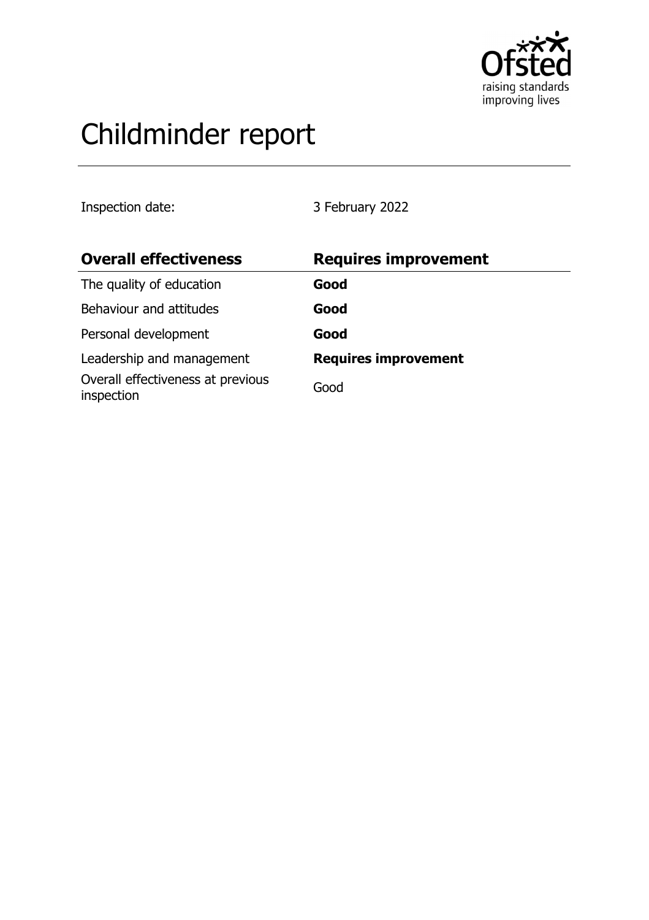# Childminder report

Inspection date: 3 February 2022

| **Overall effectiveness** | **Requires improvement** |
| --- | --- |
| The quality of education | **Good** |
| Behaviour and attitudes | **Good** |
| Personal development | **Good** |
| Leadership and management | **Requires improvement** |
| Overall effectiveness at previous inspection | Good |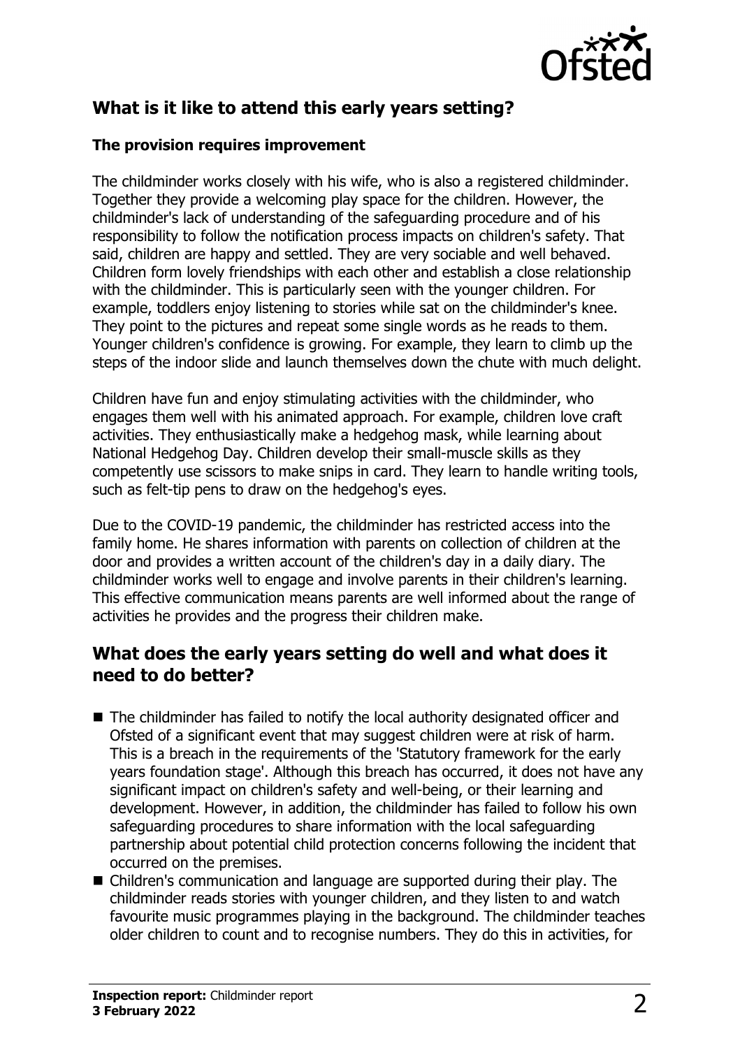## What is it like to attend this early years setting?

### The provision requires improvement

The childminder works closely with his wife, who is also a registered childminder. Together they provide a welcoming play space for the children. However, the childminder's lack of understanding of the safeguarding procedure and of his responsibility to follow the notification process impacts on children's safety. That said, children are happy and settled. They are very sociable and well behaved. Children form lovely friendships with each other and establish a close relationship with the childminder. This is particularly seen with the younger children. For example, toddlers enjoy listening to stories while sat on the childminder's knee. They point to the pictures and repeat some single words as he reads to them. Younger children's confidence is growing. For example, they learn to climb up the steps of the indoor slide and launch themselves down the chute with much delight.

Children have fun and enjoy stimulating activities with the childminder, who engages them well with his animated approach. For example, children love craft activities. They enthusiastically make a hedgehog mask, while learning about National Hedgehog Day. Children develop their small-muscle skills as they competently use scissors to make snips in card. They learn to handle writing tools, such as felt-tip pens to draw on the hedgehog's eyes.

Due to the COVID-19 pandemic, the childminder has restricted access into the family home. He shares information with parents on collection of children at the door and provides a written account of the children's day in a daily diary. The childminder works well to engage and involve parents in their children's learning. This effective communication means parents are well informed about the range of activities he provides and the progress their children make.

## What does the early years setting do well and what does it need to do better?

- The childminder has failed to notify the local authority designated officer and Ofsted of a significant event that may suggest children were at risk of harm. This is a breach in the requirements of the 'Statutory framework for the early years foundation stage'. Although this breach has occurred, it does not have any significant impact on children's safety and well-being, or their learning and development. However, in addition, the childminder has failed to follow his own safeguarding procedures to share information with the local safeguarding partnership about potential child protection concerns following the incident that occurred on the premises.
- Children's communication and language are supported during their play. The childminder reads stories with younger children, and they listen to and watch favourite music programmes playing in the background. The childminder teaches older children to count and to recognise numbers. They do this in activities, for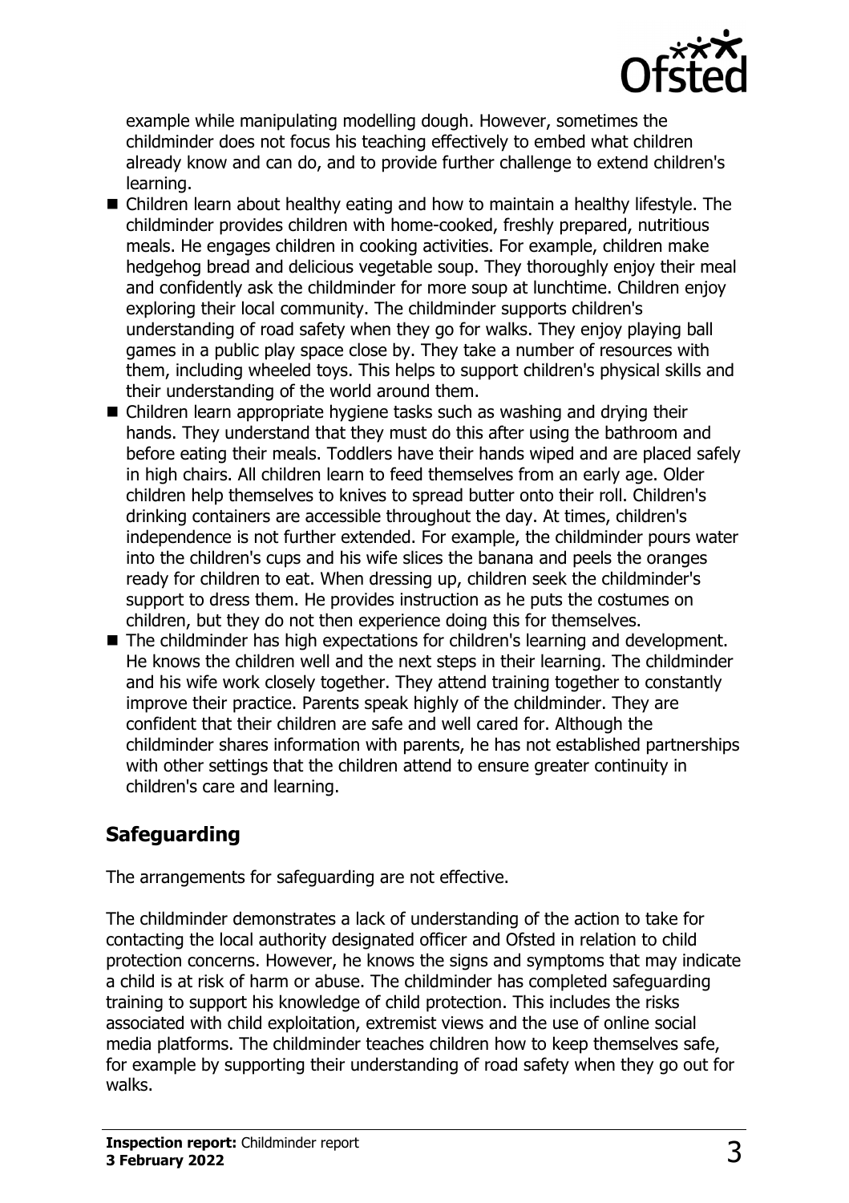example while manipulating modelling dough. However, sometimes the childminder does not focus his teaching effectively to embed what children already know and can do, and to provide further challenge to extend children's learning.

- Children learn about healthy eating and how to maintain a healthy lifestyle. The childminder provides children with home-cooked, freshly prepared, nutritious meals. He engages children in cooking activities. For example, children make hedgehog bread and delicious vegetable soup. They thoroughly enjoy their meal and confidently ask the childminder for more soup at lunchtime. Children enjoy exploring their local community. The childminder supports children's understanding of road safety when they go for walks. They enjoy playing ball games in a public play space close by. They take a number of resources with them, including wheeled toys. This helps to support children's physical skills and their understanding of the world around them.
- Children learn appropriate hygiene tasks such as washing and drying their hands. They understand that they must do this after using the bathroom and before eating their meals. Toddlers have their hands wiped and are placed safely in high chairs. All children learn to feed themselves from an early age. Older children help themselves to knives to spread butter onto their roll. Children's drinking containers are accessible throughout the day. At times, children's independence is not further extended. For example, the childminder pours water into the children's cups and his wife slices the banana and peels the oranges ready for children to eat. When dressing up, children seek the childminder's support to dress them. He provides instruction as he puts the costumes on children, but they do not then experience doing this for themselves.
- The childminder has high expectations for children's learning and development. He knows the children well and the next steps in their learning. The childminder and his wife work closely together. They attend training together to constantly improve their practice. Parents speak highly of the childminder. They are confident that their children are safe and well cared for. Although the childminder shares information with parents, he has not established partnerships with other settings that the children attend to ensure greater continuity in children's care and learning.

## Safeguarding

The arrangements for safeguarding are not effective.

The childminder demonstrates a lack of understanding of the action to take for contacting the local authority designated officer and Ofsted in relation to child protection concerns. However, he knows the signs and symptoms that may indicate a child is at risk of harm or abuse. The childminder has completed safeguarding training to support his knowledge of child protection. This includes the risks associated with child exploitation, extremist views and the use of online social media platforms. The childminder teaches children how to keep themselves safe, for example by supporting their understanding of road safety when they go out for walks.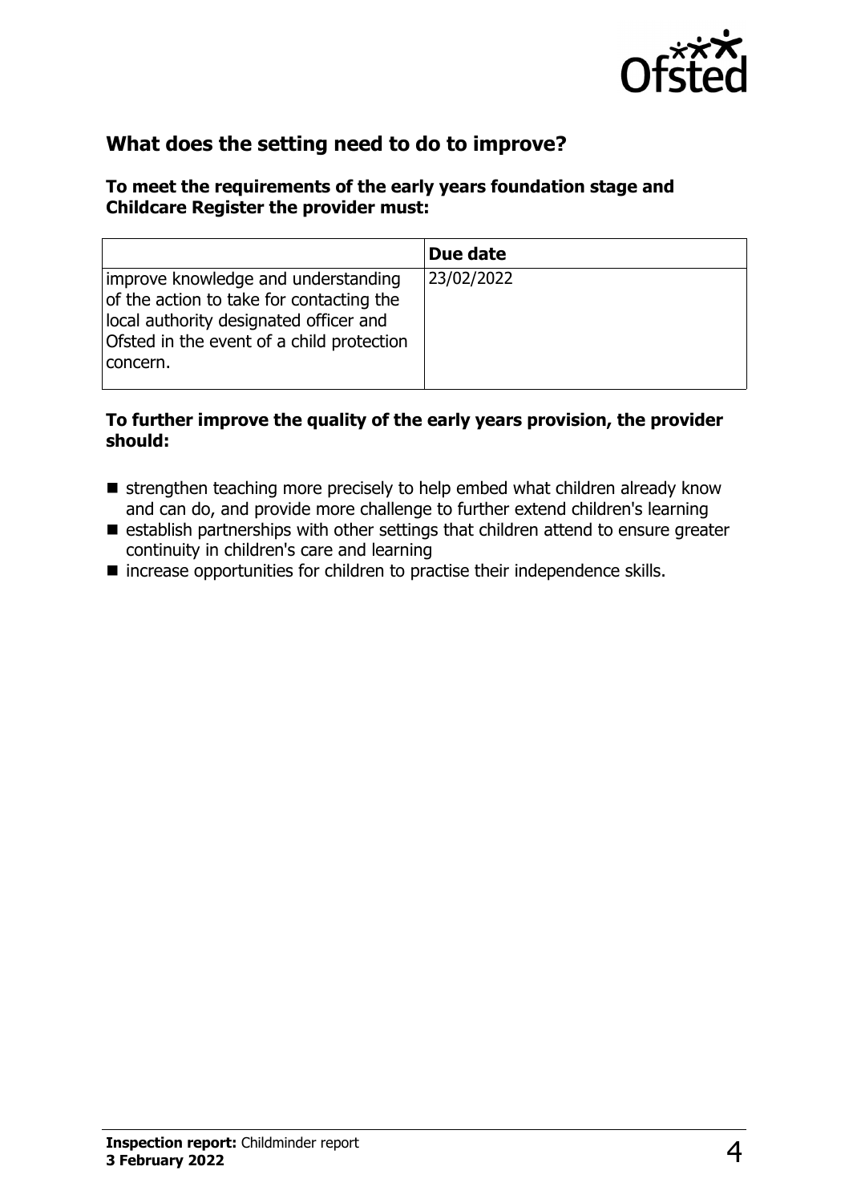## What does the setting need to do to improve?

**To meet the requirements of the early years foundation stage and Childcare Register the provider must:**

| | Due date |
|---|---|
| improve knowledge and understanding of the action to take for contacting the local authority designated officer and Ofsted in the event of a child protection concern. | 23/02/2022 |

**To further improve the quality of the early years provision, the provider should:**

- strengthen teaching more precisely to help embed what children already know and can do, and provide more challenge to further extend children's learning
- establish partnerships with other settings that children attend to ensure greater continuity in children's care and learning
- increase opportunities for children to practise their independence skills.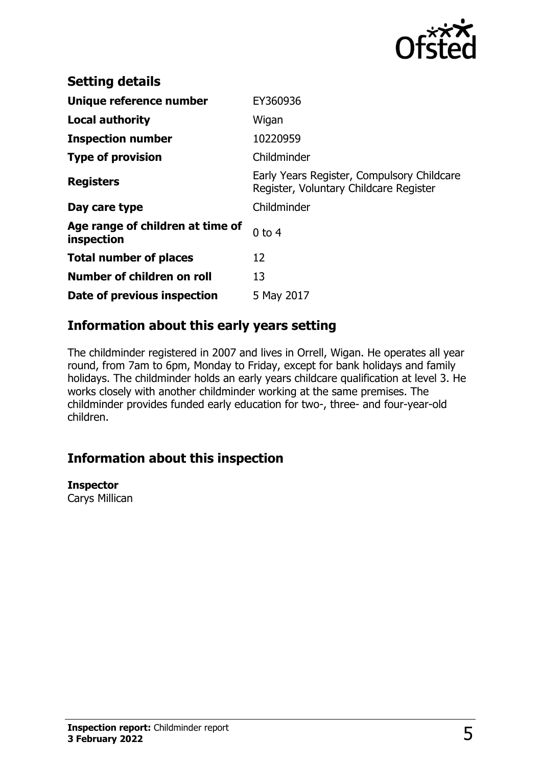## Setting details

| | |
|---|---|
| **Unique reference number** | EY360936 |
| **Local authority** | Wigan |
| **Inspection number** | 10220959 |
| **Type of provision** | Childminder |
| **Registers** | Early Years Register, Compulsory Childcare Register, Voluntary Childcare Register |
| **Day care type** | Childminder |
| **Age range of children at time of inspection** | 0 to 4 |
| **Total number of places** | 12 |
| **Number of children on roll** | 13 |
| **Date of previous inspection** | 5 May 2017 |

## Information about this early years setting

The childminder registered in 2007 and lives in Orrell, Wigan. He operates all year round, from 7am to 6pm, Monday to Friday, except for bank holidays and family holidays. The childminder holds an early years childcare qualification at level 3. He works closely with another childminder working at the same premises. The childminder provides funded early education for two-, three- and four-year-old children.

## Information about this inspection

**Inspector**
Carys Millican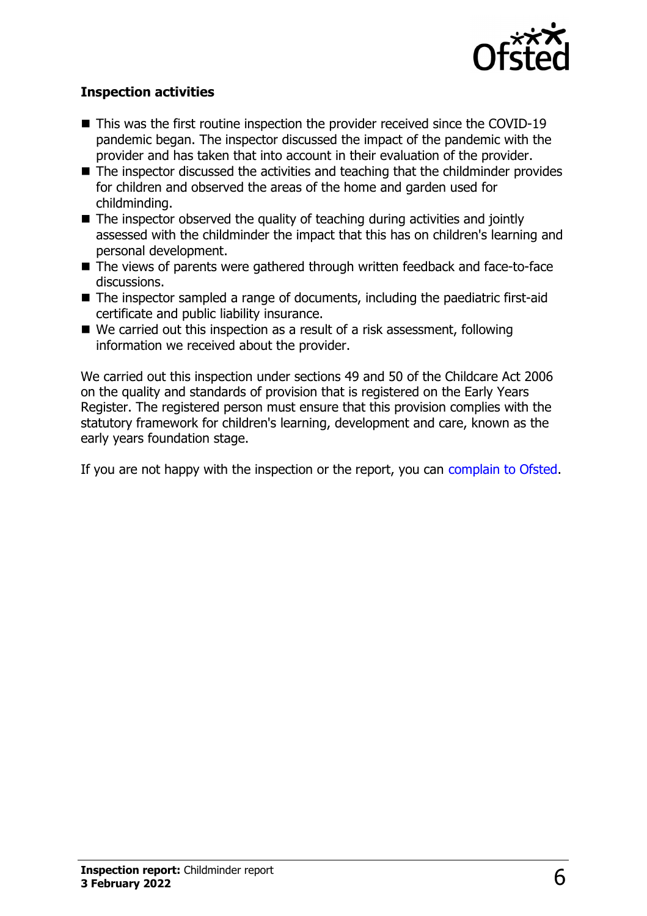### Inspection activities

- This was the first routine inspection the provider received since the COVID-19 pandemic began. The inspector discussed the impact of the pandemic with the provider and has taken that into account in their evaluation of the provider.
- The inspector discussed the activities and teaching that the childminder provides for children and observed the areas of the home and garden used for childminding.
- The inspector observed the quality of teaching during activities and jointly assessed with the childminder the impact that this has on children's learning and personal development.
- The views of parents were gathered through written feedback and face-to-face discussions.
- The inspector sampled a range of documents, including the paediatric first-aid certificate and public liability insurance.
- We carried out this inspection as a result of a risk assessment, following information we received about the provider.

We carried out this inspection under sections 49 and 50 of the Childcare Act 2006 on the quality and standards of provision that is registered on the Early Years Register. The registered person must ensure that this provision complies with the statutory framework for children's learning, development and care, known as the early years foundation stage.

If you are not happy with the inspection or the report, you can complain to Ofsted.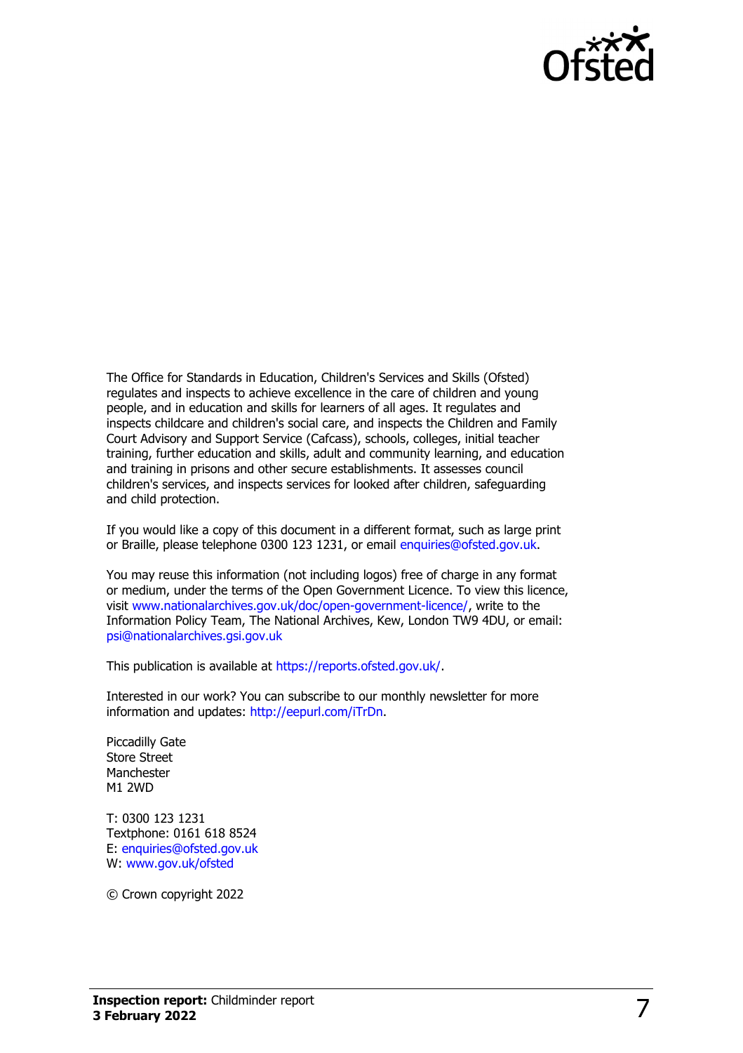The Office for Standards in Education, Children's Services and Skills (Ofsted) regulates and inspects to achieve excellence in the care of children and young people, and in education and skills for learners of all ages. It regulates and inspects childcare and children's social care, and inspects the Children and Family Court Advisory and Support Service (Cafcass), schools, colleges, initial teacher training, further education and skills, adult and community learning, and education and training in prisons and other secure establishments. It assesses council children's services, and inspects services for looked after children, safeguarding and child protection.

If you would like a copy of this document in a different format, such as large print or Braille, please telephone 0300 123 1231, or email enquiries@ofsted.gov.uk.

You may reuse this information (not including logos) free of charge in any format or medium, under the terms of the Open Government Licence. To view this licence, visit www.nationalarchives.gov.uk/doc/open-government-licence/, write to the Information Policy Team, The National Archives, Kew, London TW9 4DU, or email: psi@nationalarchives.gsi.gov.uk

This publication is available at https://reports.ofsted.gov.uk/.

Interested in our work? You can subscribe to our monthly newsletter for more information and updates: http://eepurl.com/iTrDn.

Piccadilly Gate
Store Street
Manchester
M1 2WD

T: 0300 123 1231
Textphone: 0161 618 8524
E: enquiries@ofsted.gov.uk
W: www.gov.uk/ofsted

© Crown copyright 2022